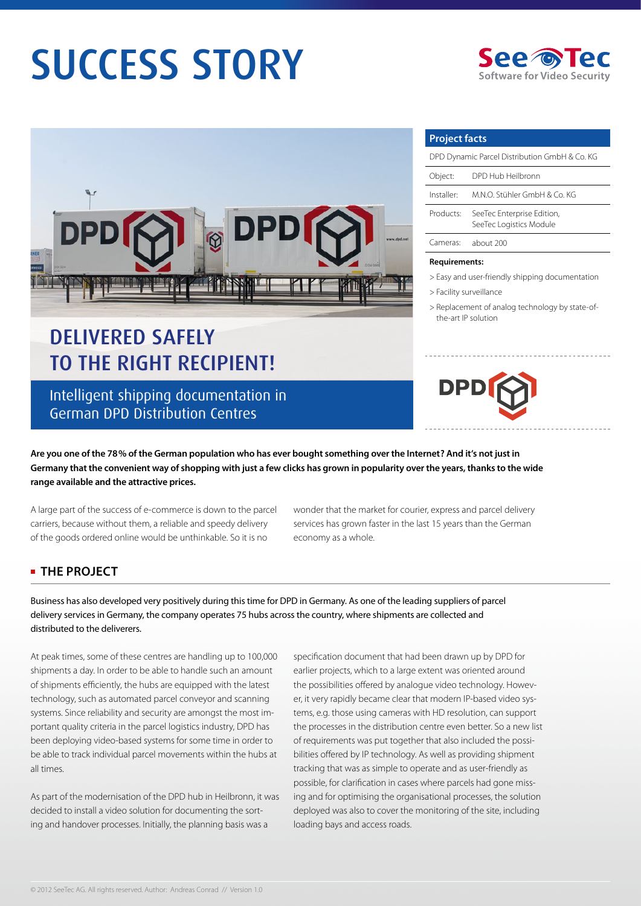# SUCCESS STORY

## DELIVERED SAFELY TO THE RIGHT RECIPIENT!

### Intelligent shipping documentation in German DPD Distribution Centres

| Project facts | |
|---|---|
| DPD Dynamic Parcel Distribution GmbH & Co. KG | |
| Object: | DPD Hub Heilbronn |
| Installer: | M.N.O. Stühler GmbH & Co. KG |
| Products: | SeeTec Enterprise Edition, SeeTec Logistics Module |
| Cameras: | about 200 |

**Requirements:**

> Easy and user-friendly shipping documentation
> Facility surveillance
> Replacement of analog technology by state-of-the-art IP solution

**Are you one of the 78 % of the German population who has ever bought something over the Internet? And it's not just in Germany that the convenient way of shopping with just a few clicks has grown in popularity over the years, thanks to the wide range available and the attractive prices.**

A large part of the success of e-commerce is down to the parcel carriers, because without them, a reliable and speedy delivery of the goods ordered online would be unthinkable. So it is no wonder that the market for courier, express and parcel delivery services has grown faster in the last 15 years than the German economy as a whole.

## THE PROJECT

Business has also developed very positively during this time for DPD in Germany. As one of the leading suppliers of parcel delivery services in Germany, the company operates 75 hubs across the country, where shipments are collected and distributed to the deliverers.

At peak times, some of these centres are handling up to 100,000 shipments a day. In order to be able to handle such an amount of shipments efficiently, the hubs are equipped with the latest technology, such as automated parcel conveyor and scanning systems. Since reliability and security are amongst the most important quality criteria in the parcel logistics industry, DPD has been deploying video-based systems for some time in order to be able to track individual parcel movements within the hubs at all times.

As part of the modernisation of the DPD hub in Heilbronn, it was decided to install a video solution for documenting the sorting and handover processes. Initially, the planning basis was a specification document that had been drawn up by DPD for earlier projects, which to a large extent was oriented around the possibilities offered by analogue video technology. However, it very rapidly became clear that modern IP-based video systems, e.g. those using cameras with HD resolution, can support the processes in the distribution centre even better. So a new list of requirements was put together that also included the possibilities offered by IP technology. As well as providing shipment tracking that was as simple to operate and as user-friendly as possible, for clarification in cases where parcels had gone missing and for optimising the organisational processes, the solution deployed was also to cover the monitoring of the site, including loading bays and access roads.

© 2012 SeeTec AG. All rights reserved. Author: Andreas Conrad // Version 1.0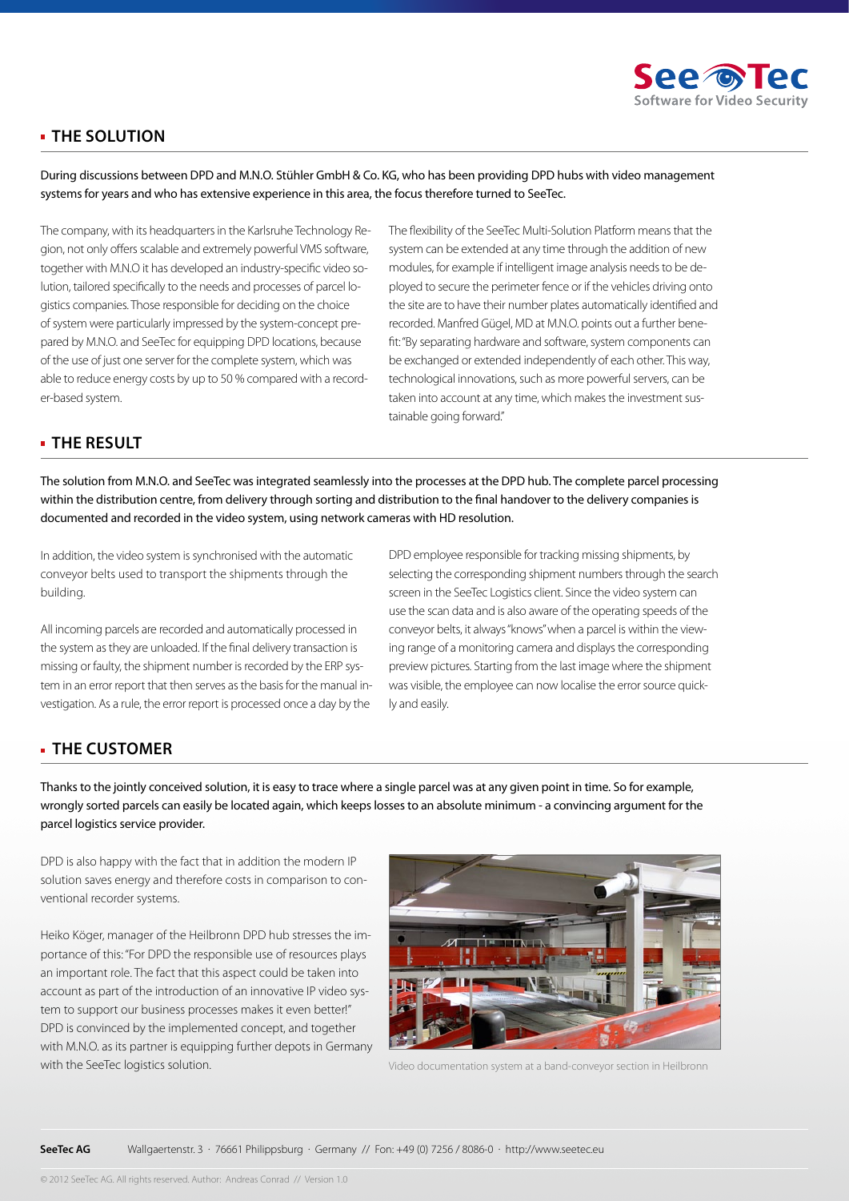## THE SOLUTION

During discussions between DPD and M.N.O. Stühler GmbH & Co. KG, who has been providing DPD hubs with video management systems for years and who has extensive experience in this area, the focus therefore turned to SeeTec.

The company, with its headquarters in the Karlsruhe Technology Region, not only offers scalable and extremely powerful VMS software, together with M.N.O it has developed an industry-specific video solution, tailored specifically to the needs and processes of parcel logistics companies. Those responsible for deciding on the choice of system were particularly impressed by the system-concept prepared by M.N.O. and SeeTec for equipping DPD locations, because of the use of just one server for the complete system, which was able to reduce energy costs by up to 50 % compared with a recorder-based system.

The flexibility of the SeeTec Multi-Solution Platform means that the system can be extended at any time through the addition of new modules, for example if intelligent image analysis needs to be deployed to secure the perimeter fence or if the vehicles driving onto the site are to have their number plates automatically identified and recorded. Manfred Gügel, MD at M.N.O. points out a further benefit: "By separating hardware and software, system components can be exchanged or extended independently of each other. This way, technological innovations, such as more powerful servers, can be taken into account at any time, which makes the investment sustainable going forward."

## THE RESULT

The solution from M.N.O. and SeeTec was integrated seamlessly into the processes at the DPD hub. The complete parcel processing within the distribution centre, from delivery through sorting and distribution to the final handover to the delivery companies is documented and recorded in the video system, using network cameras with HD resolution.

In addition, the video system is synchronised with the automatic conveyor belts used to transport the shipments through the building.

All incoming parcels are recorded and automatically processed in the system as they are unloaded. If the final delivery transaction is missing or faulty, the shipment number is recorded by the ERP system in an error report that then serves as the basis for the manual investigation. As a rule, the error report is processed once a day by the DPD employee responsible for tracking missing shipments, by selecting the corresponding shipment numbers through the search screen in the SeeTec Logistics client. Since the video system can use the scan data and is also aware of the operating speeds of the conveyor belts, it always "knows" when a parcel is within the viewing range of a monitoring camera and displays the corresponding preview pictures. Starting from the last image where the shipment was visible, the employee can now localise the error source quickly and easily.

## THE CUSTOMER

Thanks to the jointly conceived solution, it is easy to trace where a single parcel was at any given point in time. So for example, wrongly sorted parcels can easily be located again, which keeps losses to an absolute minimum - a convincing argument for the parcel logistics service provider.

DPD is also happy with the fact that in addition the modern IP solution saves energy and therefore costs in comparison to conventional recorder systems.

Heiko Köger, manager of the Heilbronn DPD hub stresses the importance of this: "For DPD the responsible use of resources plays an important role. The fact that this aspect could be taken into account as part of the introduction of an innovative IP video system to support our business processes makes it even better!" DPD is convinced by the implemented concept, and together with M.N.O. as its partner is equipping further depots in Germany with the SeeTec logistics solution.

Video documentation system at a band-conveyor section in Heilbronn

**SeeTec AG** Wallgaertenstr. 3 · 76661 Philippsburg · Germany // Fon: +49 (0) 7256 / 8086-0 · http://www.seetec.eu

© 2012 SeeTec AG. All rights reserved. Author: Andreas Conrad // Version 1.0